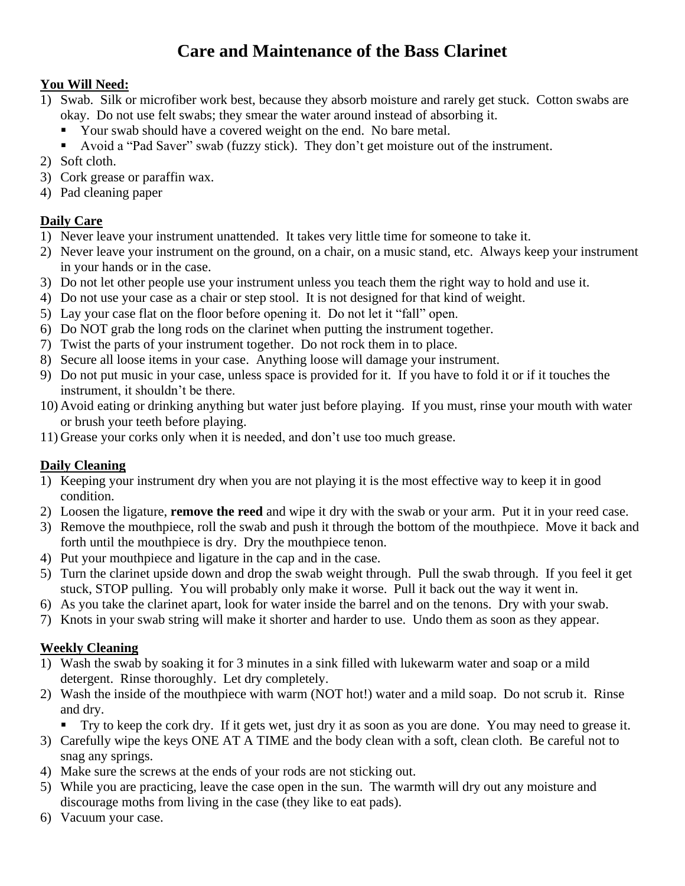# Care and Maintenance of the Bass Clarinet

**You Will Need:**

1) Swab. Silk or microfiber work best, because they absorb moisture and rarely get stuck. Cotton swabs are okay. Do not use felt swabs; they smear the water around instead of absorbing it.
   - Your swab should have a covered weight on the end. No bare metal.
   - Avoid a "Pad Saver" swab (fuzzy stick). They don't get moisture out of the instrument.
2) Soft cloth.
3) Cork grease or paraffin wax.
4) Pad cleaning paper

**Daily Care**

1) Never leave your instrument unattended. It takes very little time for someone to take it.
2) Never leave your instrument on the ground, on a chair, on a music stand, etc. Always keep your instrument in your hands or in the case.
3) Do not let other people use your instrument unless you teach them the right way to hold and use it.
4) Do not use your case as a chair or step stool. It is not designed for that kind of weight.
5) Lay your case flat on the floor before opening it. Do not let it "fall" open.
6) Do NOT grab the long rods on the clarinet when putting the instrument together.
7) Twist the parts of your instrument together. Do not rock them in to place.
8) Secure all loose items in your case. Anything loose will damage your instrument.
9) Do not put music in your case, unless space is provided for it. If you have to fold it or if it touches the instrument, it shouldn't be there.
10) Avoid eating or drinking anything but water just before playing. If you must, rinse your mouth with water or brush your teeth before playing.
11) Grease your corks only when it is needed, and don't use too much grease.

**Daily Cleaning**

1) Keeping your instrument dry when you are not playing it is the most effective way to keep it in good condition.
2) Loosen the ligature, **remove the reed** and wipe it dry with the swab or your arm. Put it in your reed case.
3) Remove the mouthpiece, roll the swab and push it through the bottom of the mouthpiece. Move it back and forth until the mouthpiece is dry. Dry the mouthpiece tenon.
4) Put your mouthpiece and ligature in the cap and in the case.
5) Turn the clarinet upside down and drop the swab weight through. Pull the swab through. If you feel it get stuck, STOP pulling. You will probably only make it worse. Pull it back out the way it went in.
6) As you take the clarinet apart, look for water inside the barrel and on the tenons. Dry with your swab.
7) Knots in your swab string will make it shorter and harder to use. Undo them as soon as they appear.

**Weekly Cleaning**

1) Wash the swab by soaking it for 3 minutes in a sink filled with lukewarm water and soap or a mild detergent. Rinse thoroughly. Let dry completely.
2) Wash the inside of the mouthpiece with warm (NOT hot!) water and a mild soap. Do not scrub it. Rinse and dry.
   - Try to keep the cork dry. If it gets wet, just dry it as soon as you are done. You may need to grease it.
3) Carefully wipe the keys ONE AT A TIME and the body clean with a soft, clean cloth. Be careful not to snag any springs.
4) Make sure the screws at the ends of your rods are not sticking out.
5) While you are practicing, leave the case open in the sun. The warmth will dry out any moisture and discourage moths from living in the case (they like to eat pads).
6) Vacuum your case.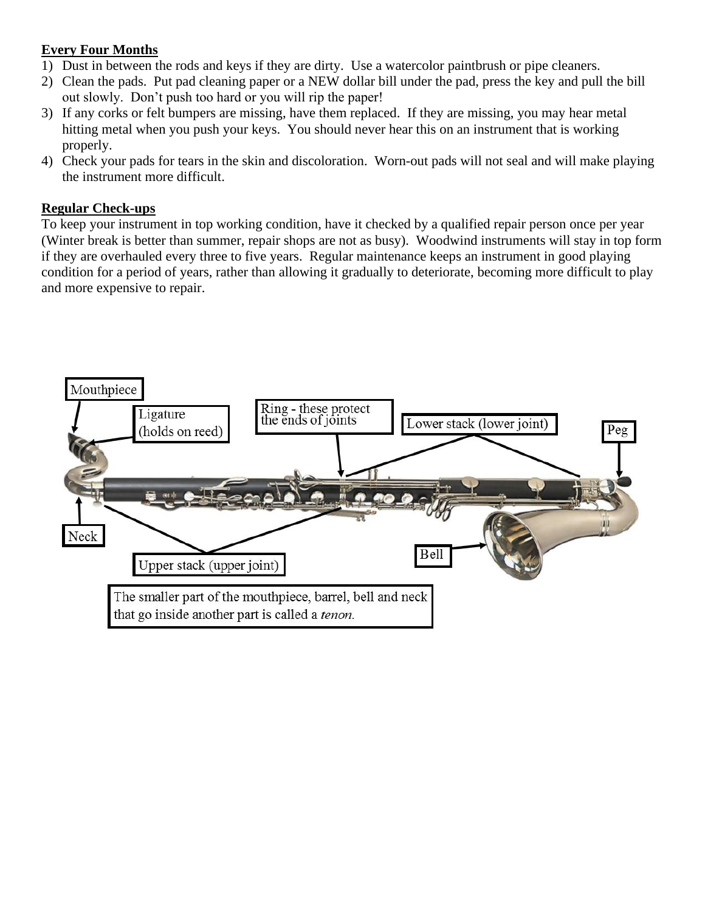**Every Four Months**

1) Dust in between the rods and keys if they are dirty. Use a watercolor paintbrush or pipe cleaners.
2) Clean the pads. Put pad cleaning paper or a NEW dollar bill under the pad, press the key and pull the bill out slowly. Don't push too hard or you will rip the paper!
3) If any corks or felt bumpers are missing, have them replaced. If they are missing, you may hear metal hitting metal when you push your keys. You should never hear this on an instrument that is working properly.
4) Check your pads for tears in the skin and discoloration. Worn-out pads will not seal and will make playing the instrument more difficult.

**Regular Check-ups**

To keep your instrument in top working condition, have it checked by a qualified repair person once per year (Winter break is better than summer, repair shops are not as busy). Woodwind instruments will stay in top form if they are overhauled every three to five years. Regular maintenance keeps an instrument in good playing condition for a period of years, rather than allowing it gradually to deteriorate, becoming more difficult to play and more expensive to repair.

Mouthpiece

Ligature (holds on reed)

Ring - these protect the ends of joints

Lower stack (lower joint)

Peg

Neck

Bell

Upper stack (upper joint)

The smaller part of the mouthpiece, barrel, bell and neck that go inside another part is called a *tenon.*